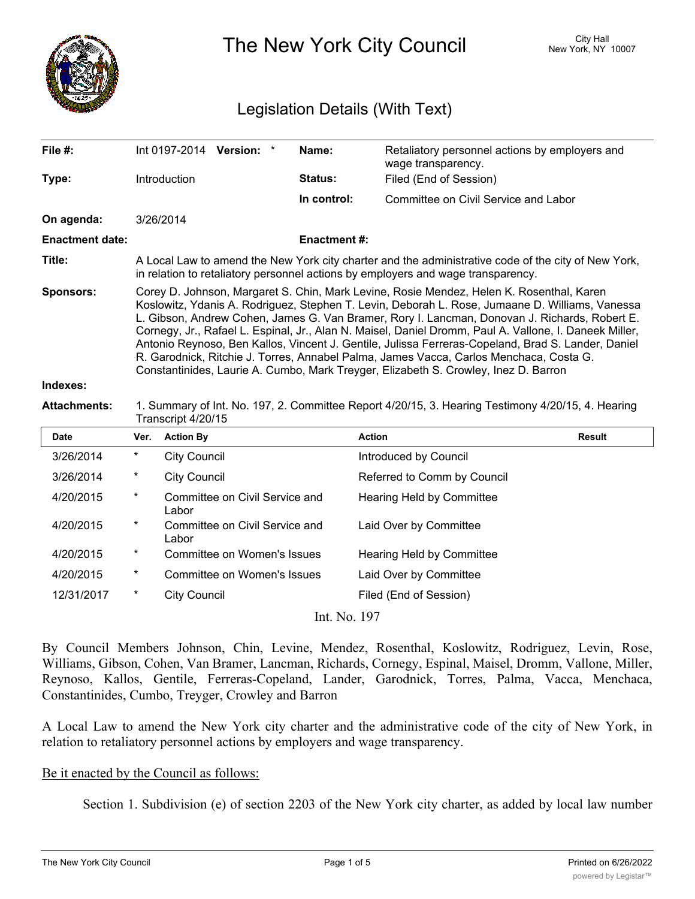# The New York City Council

City Hall
New York, NY 10007

## Legislation Details (With Text)

| | | | |
|---|---|---|---|
| **File #:** | Int 0197-2014 **Version:** * | **Name:** | Retaliatory personnel actions by employers and wage transparency. |
| **Type:** | Introduction | **Status:** | Filed (End of Session) |
| | | **In control:** | Committee on Civil Service and Labor |
| **On agenda:** | 3/26/2014 | | |
| **Enactment date:** | | **Enactment #:** | |

**Title:** A Local Law to amend the New York city charter and the administrative code of the city of New York, in relation to retaliatory personnel actions by employers and wage transparency.

**Sponsors:** Corey D. Johnson, Margaret S. Chin, Mark Levine, Rosie Mendez, Helen K. Rosenthal, Karen Koslowitz, Ydanis A. Rodriguez, Stephen T. Levin, Deborah L. Rose, Jumaane D. Williams, Vanessa L. Gibson, Andrew Cohen, James G. Van Bramer, Rory I. Lancman, Donovan J. Richards, Robert E. Cornegy, Jr., Rafael L. Espinal, Jr., Alan N. Maisel, Daniel Dromm, Paul A. Vallone, I. Daneek Miller, Antonio Reynoso, Ben Kallos, Vincent J. Gentile, Julissa Ferreras-Copeland, Brad S. Lander, Daniel R. Garodnick, Ritchie J. Torres, Annabel Palma, James Vacca, Carlos Menchaca, Costa G. Constantinides, Laurie A. Cumbo, Mark Treyger, Elizabeth S. Crowley, Inez D. Barron

**Indexes:**

**Attachments:** 1. Summary of Int. No. 197, 2. Committee Report 4/20/15, 3. Hearing Testimony 4/20/15, 4. Hearing Transcript 4/20/15

| Date | Ver. | Action By | Action | Result |
|---|---|---|---|---|
| 3/26/2014 | * | City Council | Introduced by Council | |
| 3/26/2014 | * | City Council | Referred to Comm by Council | |
| 4/20/2015 | * | Committee on Civil Service and Labor | Hearing Held by Committee | |
| 4/20/2015 | * | Committee on Civil Service and Labor | Laid Over by Committee | |
| 4/20/2015 | * | Committee on Women's Issues | Hearing Held by Committee | |
| 4/20/2015 | * | Committee on Women's Issues | Laid Over by Committee | |
| 12/31/2017 | * | City Council | Filed (End of Session) | |

Int. No. 197

By Council Members Johnson, Chin, Levine, Mendez, Rosenthal, Koslowitz, Rodriguez, Levin, Rose, Williams, Gibson, Cohen, Van Bramer, Lancman, Richards, Cornegy, Espinal, Maisel, Dromm, Vallone, Miller, Reynoso, Kallos, Gentile, Ferreras-Copeland, Lander, Garodnick, Torres, Palma, Vacca, Menchaca, Constantinides, Cumbo, Treyger, Crowley and Barron

A Local Law to amend the New York city charter and the administrative code of the city of New York, in relation to retaliatory personnel actions by employers and wage transparency.

Be it enacted by the Council as follows:

Section 1. Subdivision (e) of section 2203 of the New York city charter, as added by local law number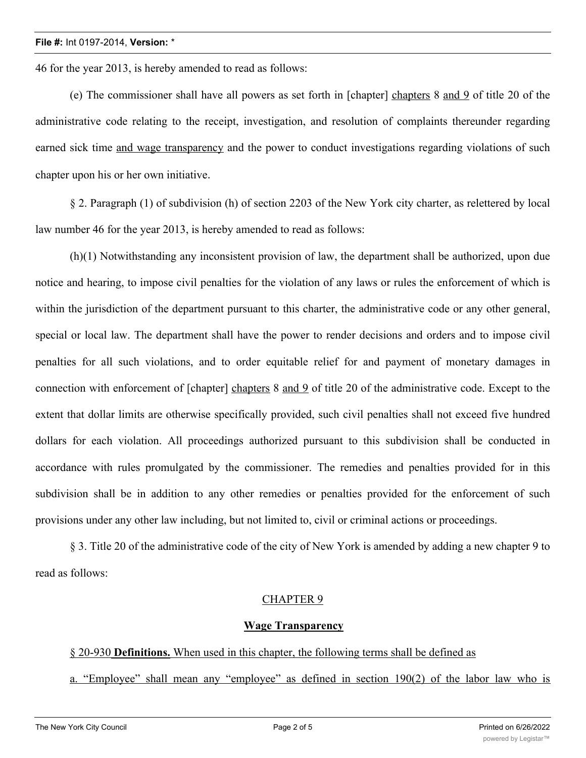46 for the year 2013, is hereby amended to read as follows:

(e) The commissioner shall have all powers as set forth in [chapter] chapters 8 and 9 of title 20 of the administrative code relating to the receipt, investigation, and resolution of complaints thereunder regarding earned sick time and wage transparency and the power to conduct investigations regarding violations of such chapter upon his or her own initiative.

§ 2. Paragraph (1) of subdivision (h) of section 2203 of the New York city charter, as relettered by local law number 46 for the year 2013, is hereby amended to read as follows:

(h)(1) Notwithstanding any inconsistent provision of law, the department shall be authorized, upon due notice and hearing, to impose civil penalties for the violation of any laws or rules the enforcement of which is within the jurisdiction of the department pursuant to this charter, the administrative code or any other general, special or local law. The department shall have the power to render decisions and orders and to impose civil penalties for all such violations, and to order equitable relief for and payment of monetary damages in connection with enforcement of [chapter] chapters 8 and 9 of title 20 of the administrative code. Except to the extent that dollar limits are otherwise specifically provided, such civil penalties shall not exceed five hundred dollars for each violation. All proceedings authorized pursuant to this subdivision shall be conducted in accordance with rules promulgated by the commissioner. The remedies and penalties provided for in this subdivision shall be in addition to any other remedies or penalties provided for the enforcement of such provisions under any other law including, but not limited to, civil or criminal actions or proceedings.

§ 3. Title 20 of the administrative code of the city of New York is amended by adding a new chapter 9 to read as follows:

CHAPTER 9

**Wage Transparency**

§ 20-930 **Definitions.** When used in this chapter, the following terms shall be defined as

a. "Employee" shall mean any "employee" as defined in section 190(2) of the labor law who is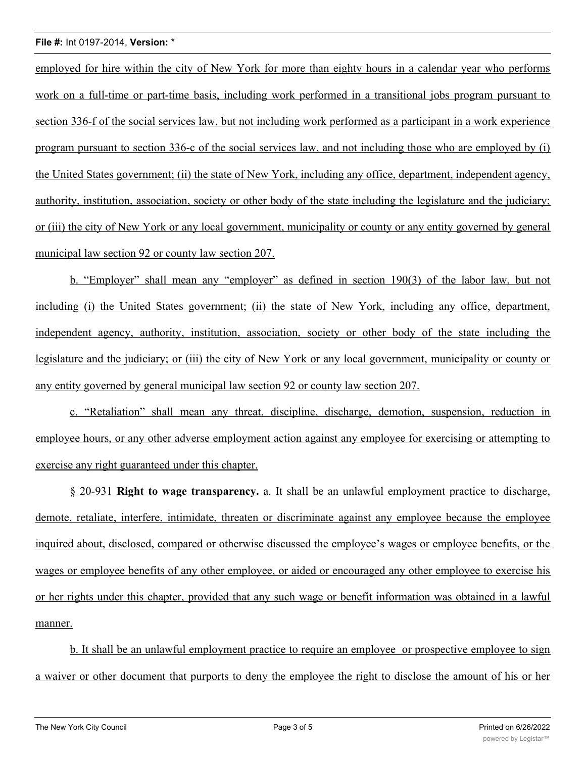employed for hire within the city of New York for more than eighty hours in a calendar year who performs work on a full-time or part-time basis, including work performed in a transitional jobs program pursuant to section 336-f of the social services law, but not including work performed as a participant in a work experience program pursuant to section 336-c of the social services law, and not including those who are employed by (i) the United States government; (ii) the state of New York, including any office, department, independent agency, authority, institution, association, society or other body of the state including the legislature and the judiciary; or (iii) the city of New York or any local government, municipality or county or any entity governed by general municipal law section 92 or county law section 207.

b. "Employer" shall mean any "employer" as defined in section 190(3) of the labor law, but not including (i) the United States government; (ii) the state of New York, including any office, department, independent agency, authority, institution, association, society or other body of the state including the legislature and the judiciary; or (iii) the city of New York or any local government, municipality or county or any entity governed by general municipal law section 92 or county law section 207.

c. "Retaliation" shall mean any threat, discipline, discharge, demotion, suspension, reduction in employee hours, or any other adverse employment action against any employee for exercising or attempting to exercise any right guaranteed under this chapter.

§ 20-931 **Right to wage transparency.** a. It shall be an unlawful employment practice to discharge, demote, retaliate, interfere, intimidate, threaten or discriminate against any employee because the employee inquired about, disclosed, compared or otherwise discussed the employee's wages or employee benefits, or the wages or employee benefits of any other employee, or aided or encouraged any other employee to exercise his or her rights under this chapter, provided that any such wage or benefit information was obtained in a lawful manner.

b. It shall be an unlawful employment practice to require an employee or prospective employee to sign a waiver or other document that purports to deny the employee the right to disclose the amount of his or her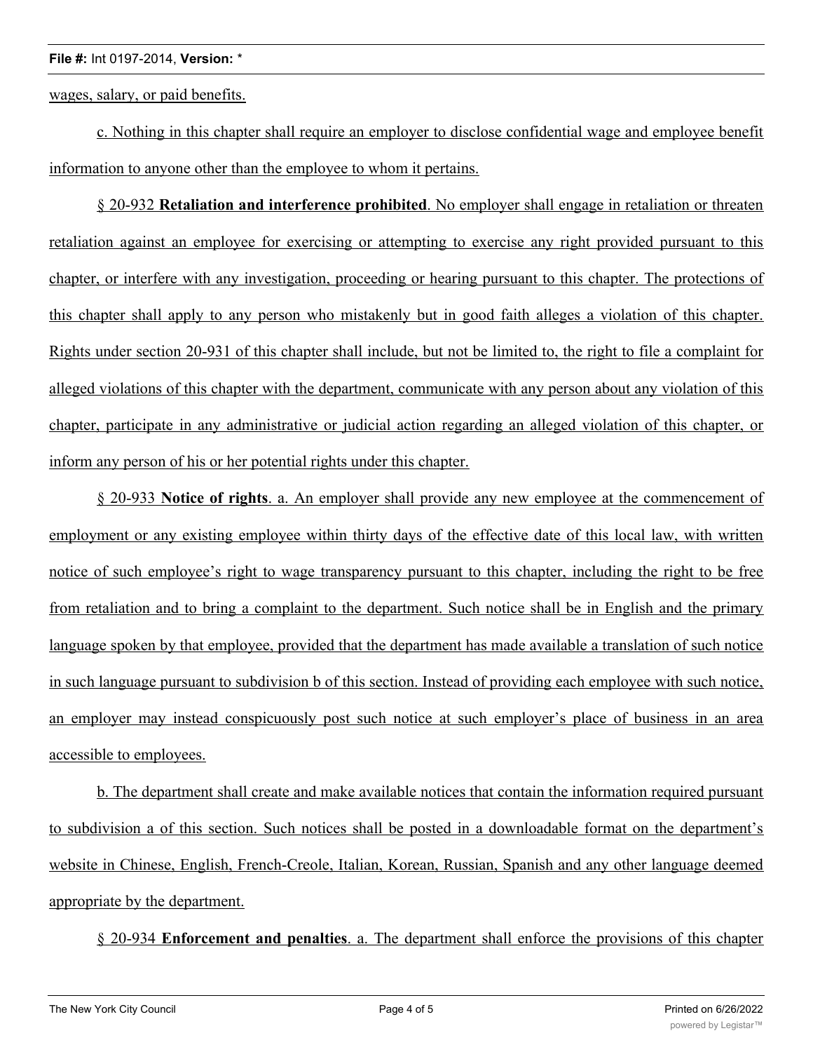wages, salary, or paid benefits.

c. Nothing in this chapter shall require an employer to disclose confidential wage and employee benefit information to anyone other than the employee to whom it pertains.

§ 20-932 **Retaliation and interference prohibited**. No employer shall engage in retaliation or threaten retaliation against an employee for exercising or attempting to exercise any right provided pursuant to this chapter, or interfere with any investigation, proceeding or hearing pursuant to this chapter. The protections of this chapter shall apply to any person who mistakenly but in good faith alleges a violation of this chapter. Rights under section 20-931 of this chapter shall include, but not be limited to, the right to file a complaint for alleged violations of this chapter with the department, communicate with any person about any violation of this chapter, participate in any administrative or judicial action regarding an alleged violation of this chapter, or inform any person of his or her potential rights under this chapter.

§ 20-933 **Notice of rights**. a. An employer shall provide any new employee at the commencement of employment or any existing employee within thirty days of the effective date of this local law, with written notice of such employee's right to wage transparency pursuant to this chapter, including the right to be free from retaliation and to bring a complaint to the department. Such notice shall be in English and the primary language spoken by that employee, provided that the department has made available a translation of such notice in such language pursuant to subdivision b of this section. Instead of providing each employee with such notice, an employer may instead conspicuously post such notice at such employer's place of business in an area accessible to employees.

b. The department shall create and make available notices that contain the information required pursuant to subdivision a of this section. Such notices shall be posted in a downloadable format on the department's website in Chinese, English, French-Creole, Italian, Korean, Russian, Spanish and any other language deemed appropriate by the department.

§ 20-934 **Enforcement and penalties**. a. The department shall enforce the provisions of this chapter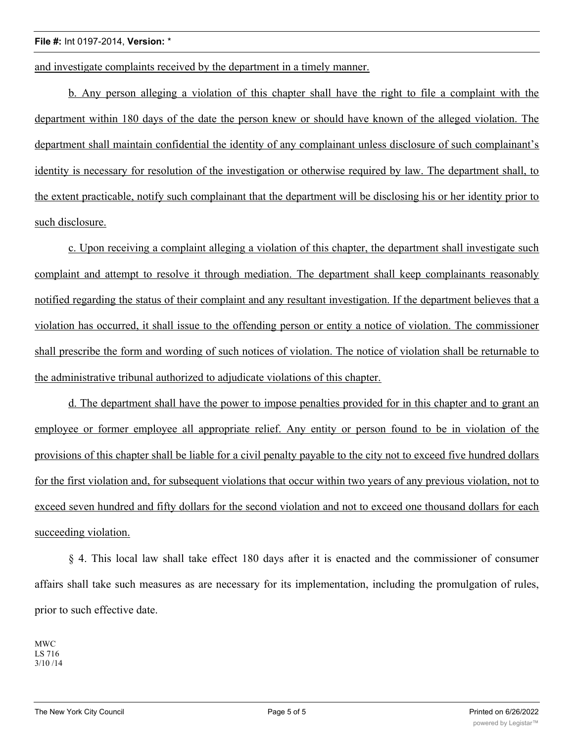and investigate complaints received by the department in a timely manner.

b. Any person alleging a violation of this chapter shall have the right to file a complaint with the department within 180 days of the date the person knew or should have known of the alleged violation. The department shall maintain confidential the identity of any complainant unless disclosure of such complainant's identity is necessary for resolution of the investigation or otherwise required by law. The department shall, to the extent practicable, notify such complainant that the department will be disclosing his or her identity prior to such disclosure.

c. Upon receiving a complaint alleging a violation of this chapter, the department shall investigate such complaint and attempt to resolve it through mediation. The department shall keep complainants reasonably notified regarding the status of their complaint and any resultant investigation. If the department believes that a violation has occurred, it shall issue to the offending person or entity a notice of violation. The commissioner shall prescribe the form and wording of such notices of violation. The notice of violation shall be returnable to the administrative tribunal authorized to adjudicate violations of this chapter.

d. The department shall have the power to impose penalties provided for in this chapter and to grant an employee or former employee all appropriate relief. Any entity or person found to be in violation of the provisions of this chapter shall be liable for a civil penalty payable to the city not to exceed five hundred dollars for the first violation and, for subsequent violations that occur within two years of any previous violation, not to exceed seven hundred and fifty dollars for the second violation and not to exceed one thousand dollars for each succeeding violation.

§ 4. This local law shall take effect 180 days after it is enacted and the commissioner of consumer affairs shall take such measures as are necessary for its implementation, including the promulgation of rules, prior to such effective date.

MWC
LS 716
3/10 /14